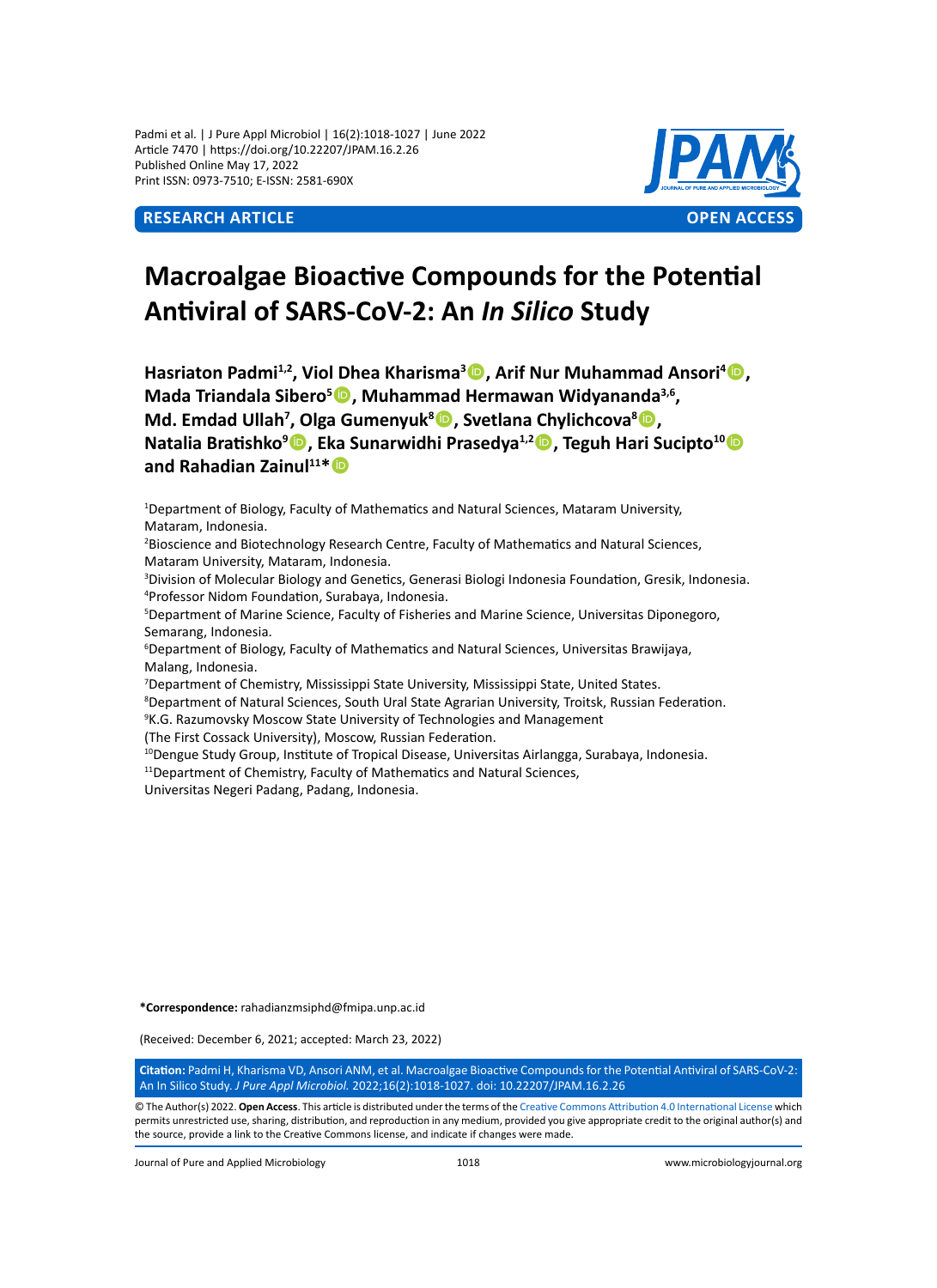**RESEARCH ARTICLE** **OPEN ACCESS**

# Macroalgae Bioactive Compounds for the Potential Antiviral of SARS-CoV-2: An *In Silico* Study

**Hasriaton Padmi[1,2], Viol Dhea Kharisma[3], Arif Nur Muhammad Ansori[4], Mada Triandala Sibero[5], Muhammad Hermawan Widyananda[3,6], Md. Emdad Ullah[7], Olga Gumenyuk[8], Svetlana Chylichcova[8], Natalia Bratishko[9], Eka Sunarwidhi Prasedya[1,2], Teguh Hari Sucipto[10] and Rahadian Zainul[11]***

[1]Department of Biology, Faculty of Mathematics and Natural Sciences, Mataram University, Mataram, Indonesia.
[2]Bioscience and Biotechnology Research Centre, Faculty of Mathematics and Natural Sciences, Mataram University, Mataram, Indonesia.
[3]Division of Molecular Biology and Genetics, Generasi Biologi Indonesia Foundation, Gresik, Indonesia.
[4]Professor Nidom Foundation, Surabaya, Indonesia.
[5]Department of Marine Science, Faculty of Fisheries and Marine Science, Universitas Diponegoro, Semarang, Indonesia.
[6]Department of Biology, Faculty of Mathematics and Natural Sciences, Universitas Brawijaya, Malang, Indonesia.
[7]Department of Chemistry, Mississippi State University, Mississippi State, United States.
[8]Department of Natural Sciences, South Ural State Agrarian University, Troitsk, Russian Federation.
[9]K.G. Razumovsky Moscow State University of Technologies and Management (The First Cossack University), Moscow, Russian Federation.
[10]Dengue Study Group, Institute of Tropical Disease, Universitas Airlangga, Surabaya, Indonesia.
[11]Department of Chemistry, Faculty of Mathematics and Natural Sciences, Universitas Negeri Padang, Padang, Indonesia.

***Correspondence:** rahadianzmsiphd@fmipa.unp.ac.id

(Received: December 6, 2021; accepted: March 23, 2022)

**Citation:** Padmi H, Kharisma VD, Ansori ANM, et al. Macroalgae Bioactive Compounds for the Potential Antiviral of SARS-CoV-2: An In Silico Study. *J Pure Appl Microbiol.* 2022;16(2):1018-1027. doi: 10.22207/JPAM.16.2.26

© The Author(s) 2022. **Open Access**. This article is distributed under the terms of the Creative Commons Attribution 4.0 International License which permits unrestricted use, sharing, distribution, and reproduction in any medium, provided you give appropriate credit to the original author(s) and the source, provide a link to the Creative Commons license, and indicate if changes were made.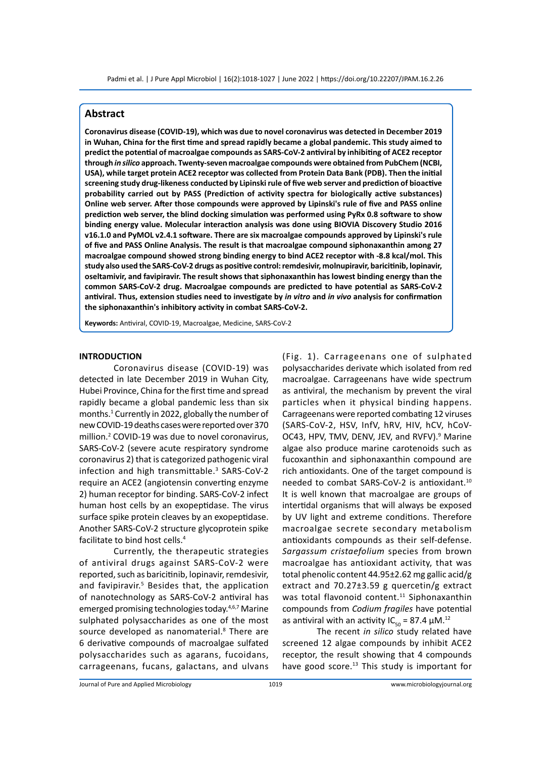## Abstract

**Coronavirus disease (COVID-19), which was due to novel coronavirus was detected in December 2019 in Wuhan, China for the first time and spread rapidly became a global pandemic. This study aimed to predict the potential of macroalgae compounds as SARS-CoV-2 antiviral by inhibiting of ACE2 receptor through *in silico* approach. Twenty-seven macroalgae compounds were obtained from PubChem (NCBI, USA), while target protein ACE2 receptor was collected from Protein Data Bank (PDB). Then the initial screening study drug-likeness conducted by Lipinski rule of five web server and prediction of bioactive probability carried out by PASS (Prediction of activity spectra for biologically active substances) Online web server. After those compounds were approved by Lipinski's rule of five and PASS online prediction web server, the blind docking simulation was performed using PyRx 0.8 software to show binding energy value. Molecular interaction analysis was done using BIOVIA Discovery Studio 2016 v16.1.0 and PyMOL v2.4.1 software. There are six macroalgae compounds approved by Lipinski's rule of five and PASS Online Analysis. The result is that macroalgae compound siphonaxanthin among 27 macroalgae compound showed strong binding energy to bind ACE2 receptor with -8.8 kcal/mol. This study also used the SARS-CoV-2 drugs as positive control: remdesivir, molnupiravir, baricitinib, lopinavir, oseltamivir, and favipiravir. The result shows that siphonaxanthin has lowest binding energy than the common SARS-CoV-2 drug. Macroalgae compounds are predicted to have potential as SARS-CoV-2 antiviral. Thus, extension studies need to investigate by *in vitro* and *in vivo* analysis for confirmation the siphonaxanthin's inhibitory activity in combat SARS-CoV-2.**

**Keywords:** Antiviral, COVID-19, Macroalgae, Medicine, SARS-CoV-2

## INTRODUCTION

Coronavirus disease (COVID-19) was detected in late December 2019 in Wuhan City, Hubei Province, China for the first time and spread rapidly became a global pandemic less than six months.[1] Currently in 2022, globally the number of new COVID-19 deaths cases were reported over 370 million.[2] COVID-19 was due to novel coronavirus, SARS-CoV-2 (severe acute respiratory syndrome coronavirus 2) that is categorized pathogenic viral infection and high transmittable.[3] SARS-CoV-2 require an ACE2 (angiotensin converting enzyme 2) human receptor for binding. SARS-CoV-2 infect human host cells by an exopeptidase. The virus surface spike protein cleaves by an exopeptidase. Another SARS-CoV-2 structure glycoprotein spike facilitate to bind host cells.[4]

Currently, the therapeutic strategies of antiviral drugs against SARS-CoV-2 were reported, such as baricitinib, lopinavir, remdesivir, and favipiravir.[5] Besides that, the application of nanotechnology as SARS-CoV-2 antiviral has emerged promising technologies today.[4,6,7] Marine sulphated polysaccharides as one of the most source developed as nanomaterial.[8] There are 6 derivative compounds of macroalgae sulfated polysaccharides such as agarans, fucoidans, carrageenans, fucans, galactans, and ulvans (Fig. 1). Carrageenans one of sulphated polysaccharides derivate which isolated from red macroalgae. Carrageenans have wide spectrum as antiviral, the mechanism by prevent the viral particles when it physical binding happens. Carrageenans were reported combating 12 viruses (SARS-CoV-2, HSV, InfV, hRV, HIV, hCV, hCoV-OC43, HPV, TMV, DENV, JEV, and RVFV).[9] Marine algae also produce marine carotenoids such as fucoxanthin and siphonaxanthin compound are rich antioxidants. One of the target compound is needed to combat SARS-CoV-2 is antioxidant.[10] It is well known that macroalgae are groups of intertidal organisms that will always be exposed by UV light and extreme conditions. Therefore macroalgae secrete secondary metabolism antioxidants compounds as their self-defense. *Sargassum cristaefolium* species from brown macroalgae has antioxidant activity, that was total phenolic content 44.95±2.62 mg gallic acid/g extract and 70.27±3.59 g quercetin/g extract was total flavonoid content.[11] Siphonaxanthin compounds from *Codium fragiles* have potential as antiviral with an activity $IC_{50}$ = 87.4 µM.[12]

The recent *in silico* study related have screened 12 algae compounds by inhibit ACE2 receptor, the result showing that 4 compounds have good score.[13] This study is important for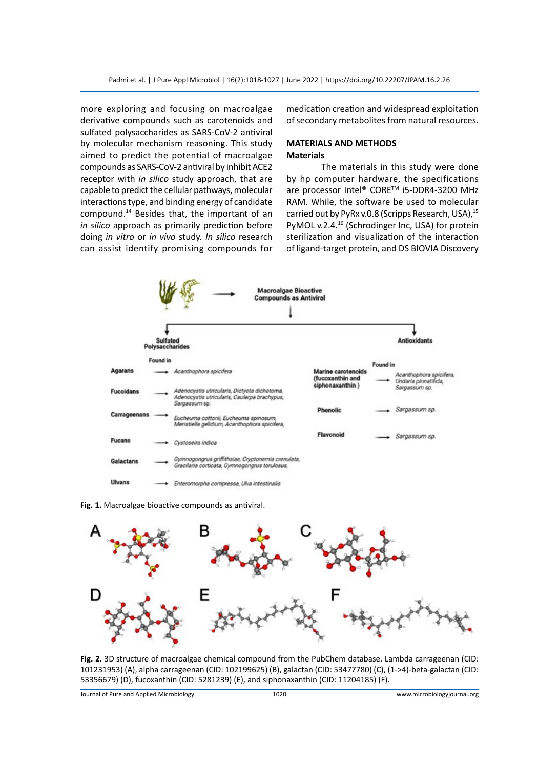more exploring and focusing on macroalgae derivative compounds such as carotenoids and sulfated polysaccharides as SARS-CoV-2 antiviral by molecular mechanism reasoning. This study aimed to predict the potential of macroalgae compounds as SARS-CoV-2 antiviral by inhibit ACE2 receptor with *in silico* study approach, that are capable to predict the cellular pathways, molecular interactions type, and binding energy of candidate compound.[14] Besides that, the important of an *in silico* approach as primarily prediction before doing *in vitro* or *in vivo* study. *In silico* research can assist identify promising compounds for medication creation and widespread exploitation of secondary metabolites from natural resources.

## MATERIALS AND METHODS

### Materials

The materials in this study were done by hp computer hardware, the specifications are processor Intel® CORE™ i5-DDR4-3200 MHz RAM. While, the software be used to molecular carried out by PyRx v.0.8 (Scripps Research, USA),[15] PyMOL v.2.4.[16] (Schrodinger Inc, USA) for protein sterilization and visualization of the interaction of ligand-target protein, and DS BIOVIA Discovery

**Fig. 1.** Macroalgae bioactive compounds as antiviral.

**Fig. 2.** 3D structure of macroalgae chemical compound from the PubChem database. Lambda carrageenan (CID: 101231953) (A), alpha carrageenan (CID: 102199625) (B), galactan (CID: 53477780) (C), (1->4)-beta-galactan (CID: 53356679) (D), fucoxanthin (CID: 5281239) (E), and siphonaxanthin (CID: 11204185) (F).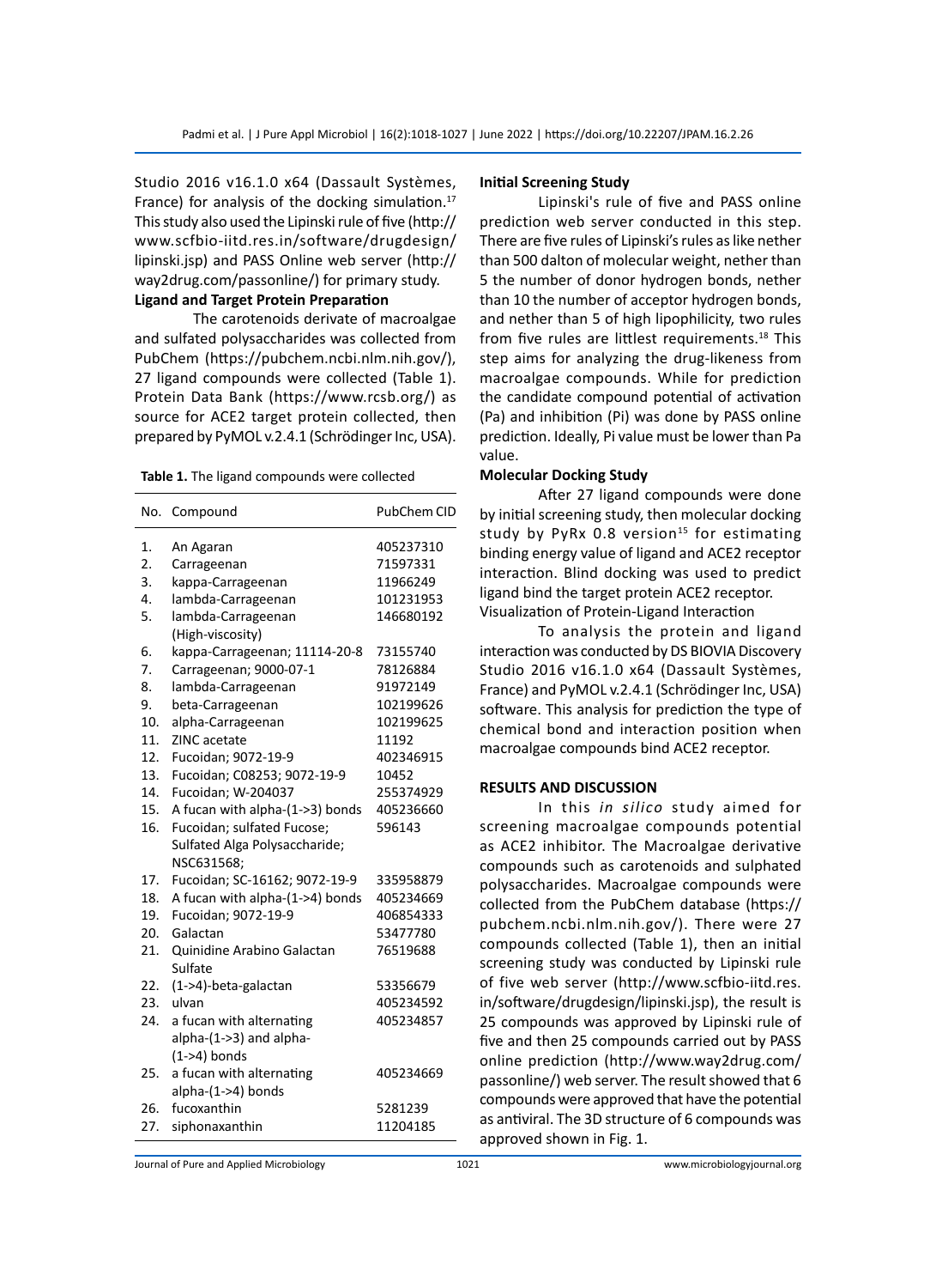Studio 2016 v16.1.0 x64 (Dassault Systèmes, France) for analysis of the docking simulation.[17] This study also used the Lipinski rule of five (http://www.scfbio-iitd.res.in/software/drugdesign/lipinski.jsp) and PASS Online web server (http://way2drug.com/passonline/) for primary study.

**Ligand and Target Protein Preparation**

The carotenoids derivate of macroalgae and sulfated polysaccharides was collected from PubChem (https://pubchem.ncbi.nlm.nih.gov/), 27 ligand compounds were collected (Table 1). Protein Data Bank (https://www.rcsb.org/) as source for ACE2 target protein collected, then prepared by PyMOL v.2.4.1 (Schrödinger Inc, USA).

**Table 1.** The ligand compounds were collected

| No. | Compound | PubChem CID |
|---|---|---|
| 1. | An Agaran | 405237310 |
| 2. | Carrageenan | 71597331 |
| 3. | kappa-Carrageenan | 11966249 |
| 4. | lambda-Carrageenan | 101231953 |
| 5. | lambda-Carrageenan (High-viscosity) | 146680192 |
| 6. | kappa-Carrageenan; 11114-20-8 | 73155740 |
| 7. | Carrageenan; 9000-07-1 | 78126884 |
| 8. | lambda-Carrageenan | 91972149 |
| 9. | beta-Carrageenan | 102199626 |
| 10. | alpha-Carrageenan | 102199625 |
| 11. | ZINC acetate | 11192 |
| 12. | Fucoidan; 9072-19-9 | 402346915 |
| 13. | Fucoidan; C08253; 9072-19-9 | 10452 |
| 14. | Fucoidan; W-204037 | 255374929 |
| 15. | A fucan with alpha-(1->3) bonds | 405236660 |
| 16. | Fucoidan; sulfated Fucose; Sulfated Alga Polysaccharide; NSC631568; | 596143 |
| 17. | Fucoidan; SC-16162; 9072-19-9 | 335958879 |
| 18. | A fucan with alpha-(1->4) bonds | 405234669 |
| 19. | Fucoidan; 9072-19-9 | 406854333 |
| 20. | Galactan | 53477780 |
| 21. | Quinidine Arabino Galactan Sulfate | 76519688 |
| 22. | (1->4)-beta-galactan | 53356679 |
| 23. | ulvan | 405234592 |
| 24. | a fucan with alternating alpha-(1->3) and alpha-(1->4) bonds | 405234857 |
| 25. | a fucan with alternating alpha-(1->4) bonds | 405234669 |
| 26. | fucoxanthin | 5281239 |
| 27. | siphonaxanthin | 11204185 |

**Initial Screening Study**

Lipinski's rule of five and PASS online prediction web server conducted in this step. There are five rules of Lipinski's rules as like nether than 500 dalton of molecular weight, nether than 5 the number of donor hydrogen bonds, nether than 10 the number of acceptor hydrogen bonds, and nether than 5 of high lipophilicity, two rules from five rules are littlest requirements.[18] This step aims for analyzing the drug-likeness from macroalgae compounds. While for prediction the candidate compound potential of activation (Pa) and inhibition (Pi) was done by PASS online prediction. Ideally, Pi value must be lower than Pa value.

**Molecular Docking Study**

After 27 ligand compounds were done by initial screening study, then molecular docking study by PyRx 0.8 version[15] for estimating binding energy value of ligand and ACE2 receptor interaction. Blind docking was used to predict ligand bind the target protein ACE2 receptor.

Visualization of Protein-Ligand Interaction

To analysis the protein and ligand interaction was conducted by DS BIOVIA Discovery Studio 2016 v16.1.0 x64 (Dassault Systèmes, France) and PyMOL v.2.4.1 (Schrödinger Inc, USA) software. This analysis for prediction the type of chemical bond and interaction position when macroalgae compounds bind ACE2 receptor.

## RESULTS AND DISCUSSION

In this *in silico* study aimed for screening macroalgae compounds potential as ACE2 inhibitor. The Macroalgae derivative compounds such as carotenoids and sulphated polysaccharides. Macroalgae compounds were collected from the PubChem database (https://pubchem.ncbi.nlm.nih.gov/). There were 27 compounds collected (Table 1), then an initial screening study was conducted by Lipinski rule of five web server (http://www.scfbio-iitd.res.in/software/drugdesign/lipinski.jsp), the result is 25 compounds was approved by Lipinski rule of five and then 25 compounds carried out by PASS online prediction (http://www.way2drug.com/passonline/) web server. The result showed that 6 compounds were approved that have the potential as antiviral. The 3D structure of 6 compounds was approved shown in Fig. 1.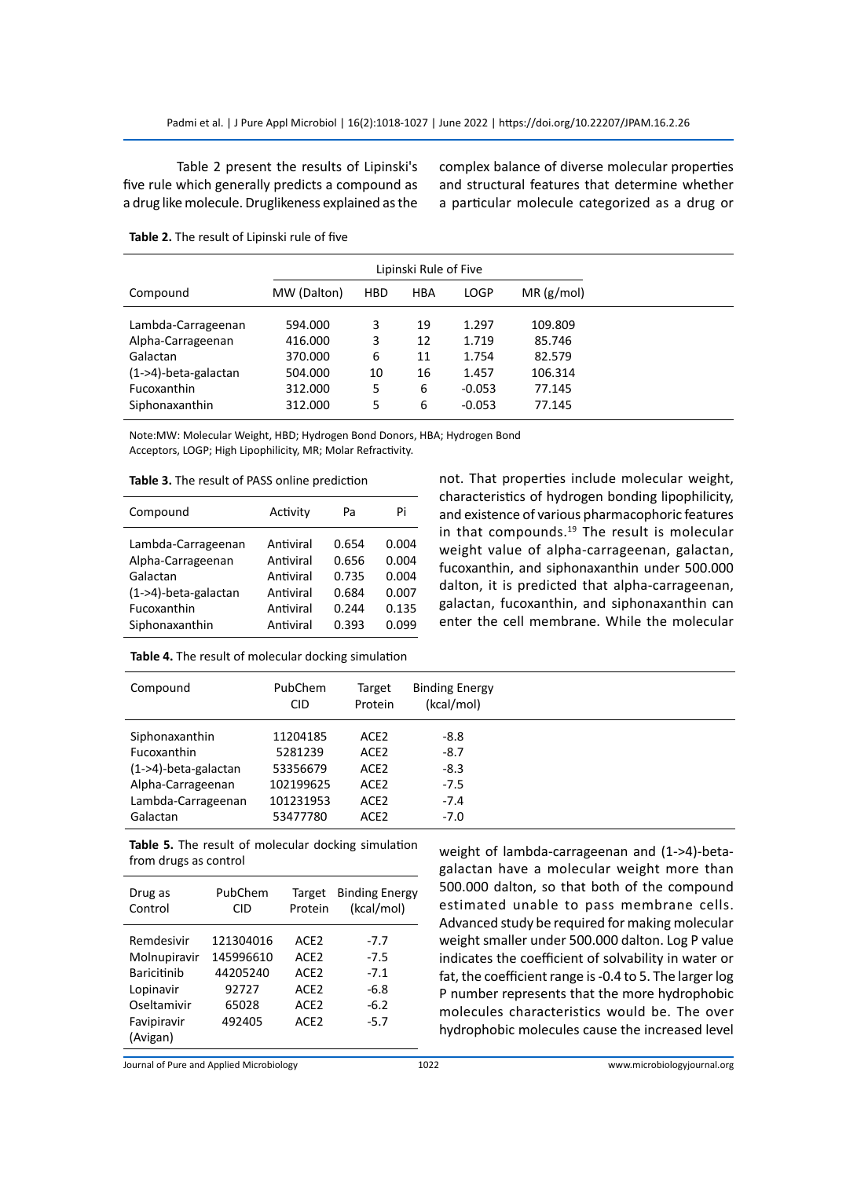Table 2 present the results of Lipinski's five rule which generally predicts a compound as a drug like molecule. Druglikeness explained as the complex balance of diverse molecular properties and structural features that determine whether a particular molecule categorized as a drug or not. That properties include molecular weight, characteristics of hydrogen bonding lipophilicity, and existence of various pharmacophoric features in that compounds.[19] The result is molecular weight value of alpha-carrageenan, galactan, fucoxanthin, and siphonaxanthin under 500.000 dalton, it is predicted that alpha-carrageenan, galactan, fucoxanthin, and siphonaxanthin can enter the cell membrane. While the molecular weight of lambda-carrageenan and (1->4)-beta-galactan have a molecular weight more than 500.000 dalton, so that both of the compound estimated unable to pass membrane cells. Advanced study be required for making molecular weight smaller under 500.000 dalton. Log P value indicates the coefficient of solvability in water or fat, the coefficient range is -0.4 to 5. The larger log P number represents that the more hydrophobic molecules characteristics would be. The over hydrophobic molecules cause the increased level

**Table 2.** The result of Lipinski rule of five

| Compound | Lipinski Rule of Five | | | | |
|---|---|---|---|---|---|
| | MW (Dalton) | HBD | HBA | LOGP | MR (g/mol) |
| Lambda-Carrageenan | 594.000 | 3 | 19 | 1.297 | 109.809 |
| Alpha-Carrageenan | 416.000 | 3 | 12 | 1.719 | 85.746 |
| Galactan | 370.000 | 6 | 11 | 1.754 | 82.579 |
| (1->4)-beta-galactan | 504.000 | 10 | 16 | 1.457 | 106.314 |
| Fucoxanthin | 312.000 | 5 | 6 | -0.053 | 77.145 |
| Siphonaxanthin | 312.000 | 5 | 6 | -0.053 | 77.145 |

Note:MW: Molecular Weight, HBD; Hydrogen Bond Donors, HBA; Hydrogen Bond Acceptors, LOGP; High Lipophilicity, MR; Molar Refractivity.

**Table 3.** The result of PASS online prediction

| Compound | Activity | Pa | Pi |
|---|---|---|---|
| Lambda-Carrageenan | Antiviral | 0.654 | 0.004 |
| Alpha-Carrageenan | Antiviral | 0.656 | 0.004 |
| Galactan | Antiviral | 0.735 | 0.004 |
| (1->4)-beta-galactan | Antiviral | 0.684 | 0.007 |
| Fucoxanthin | Antiviral | 0.244 | 0.135 |
| Siphonaxanthin | Antiviral | 0.393 | 0.099 |

**Table 4.** The result of molecular docking simulation

| Compound | PubChem CID | Target Protein | Binding Energy (kcal/mol) |
|---|---|---|---|
| Siphonaxanthin | 11204185 | ACE2 | -8.8 |
| Fucoxanthin | 5281239 | ACE2 | -8.7 |
| (1->4)-beta-galactan | 53356679 | ACE2 | -8.3 |
| Alpha-Carrageenan | 102199625 | ACE2 | -7.5 |
| Lambda-Carrageenan | 101231953 | ACE2 | -7.4 |
| Galactan | 53477780 | ACE2 | -7.0 |

**Table 5.** The result of molecular docking simulation from drugs as control

| Drug as Control | PubChem CID | Target Protein | Binding Energy (kcal/mol) |
|---|---|---|---|
| Remdesivir | 121304016 | ACE2 | -7.7 |
| Molnupiravir | 145996610 | ACE2 | -7.5 |
| Baricitinib | 44205240 | ACE2 | -7.1 |
| Lopinavir | 92727 | ACE2 | -6.8 |
| Oseltamivir | 65028 | ACE2 | -6.2 |
| Favipiravir (Avigan) | 492405 | ACE2 | -5.7 |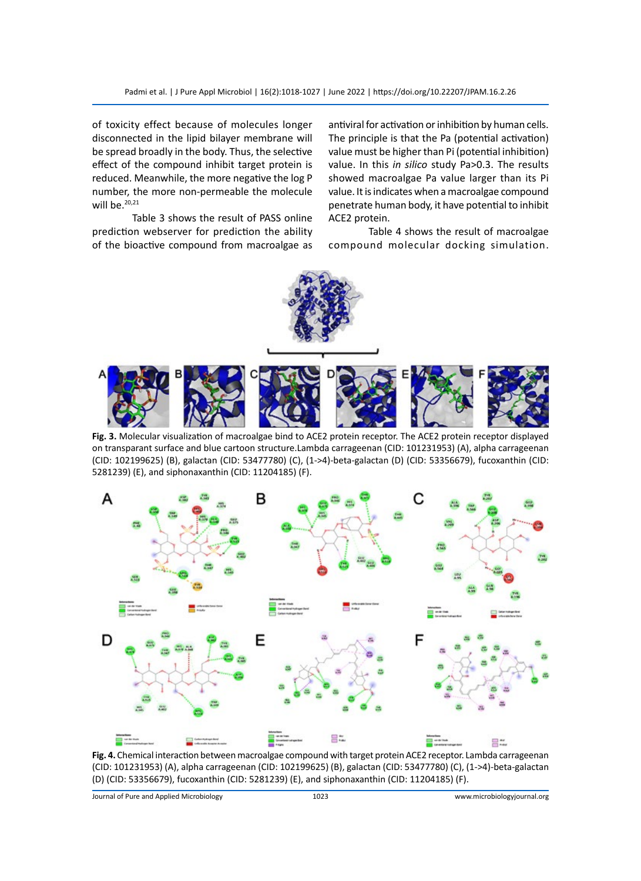of toxicity effect because of molecules longer disconnected in the lipid bilayer membrane will be spread broadly in the body. Thus, the selective effect of the compound inhibit target protein is reduced. Meanwhile, the more negative the log P number, the more non-permeable the molecule will be.[20,21]

Table 3 shows the result of PASS online prediction webserver for prediction the ability of the bioactive compound from macroalgae as antiviral for activation or inhibition by human cells. The principle is that the Pa (potential activation) value must be higher than Pi (potential inhibition) value. In this *in silico* study Pa>0.3. The results showed macroalgae Pa value larger than its Pi value. It is indicates when a macroalgae compound penetrate human body, it have potential to inhibit ACE2 protein.

Table 4 shows the result of macroalgae compound molecular docking simulation.

**Fig. 3.** Molecular visualization of macroalgae bind to ACE2 protein receptor. The ACE2 protein receptor displayed on transparant surface and blue cartoon structure.Lambda carrageenan (CID: 101231953) (A), alpha carrageenan (CID: 102199625) (B), galactan (CID: 53477780) (C), (1->4)-beta-galactan (D) (CID: 53356679), fucoxanthin (CID: 5281239) (E), and siphonaxanthin (CID: 11204185) (F).

**Fig. 4.** Chemical interaction between macroalgae compound with target protein ACE2 receptor. Lambda carrageenan (CID: 101231953) (A), alpha carrageenan (CID: 102199625) (B), galactan (CID: 53477780) (C), (1->4)-beta-galactan (D) (CID: 53356679), fucoxanthin (CID: 5281239) (E), and siphonaxanthin (CID: 11204185) (F).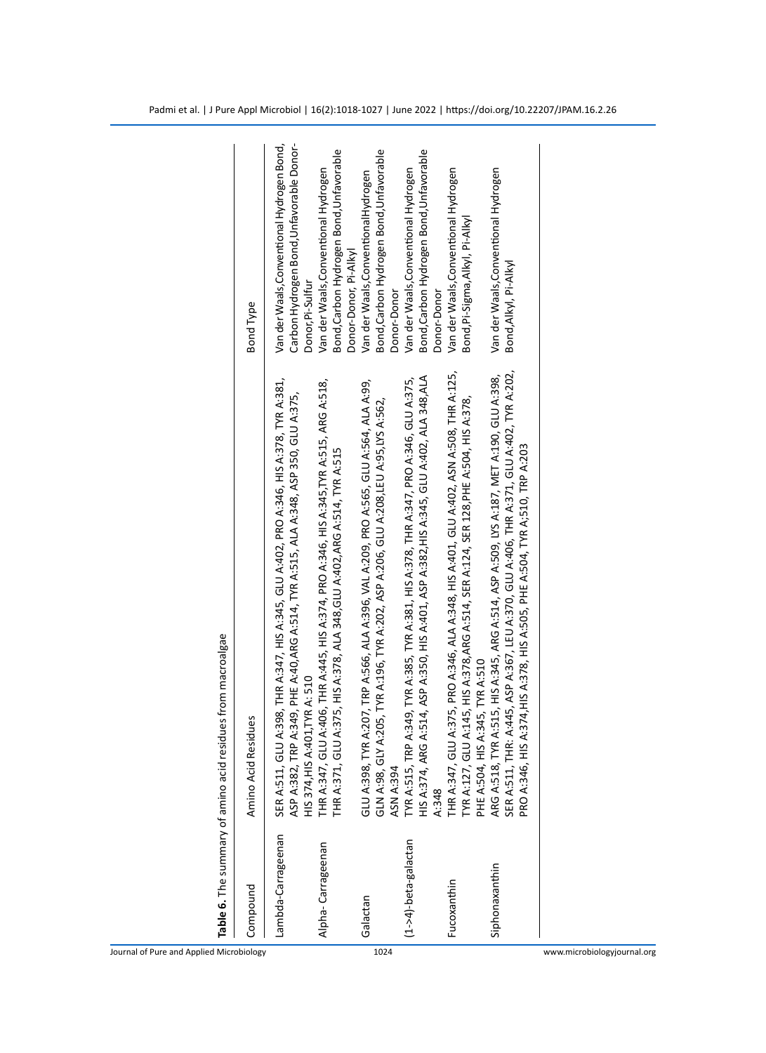**Table 6.** The summary of amino acid residues from macroalgae

| Compound | Amino Acid Residues | Bond Type |
|---|---|---|
| Lambda-Carrageenan | SER A:511, GLU A:398, THR A:347, HIS A:345, GLU A:402, PRO A:346, HIS A:378, TYR A:381, ASP A:382, TRP A:349, PHE A:40,ARG A:514, TYR A:515, ALA A:348, ASP 350, GLU A:375, HIS 374,HIS A:401,TYR A: 510 | Van der Waals,Conventional Hydrogen Bond, Carbon Hydrogen Bond,Unfavorable Donor-Donor,Pi-Sulfur |
| Alpha- Carrageenan | THR A:347, GLU A:406, THR A:445, HIS A:374, PRO A:346, HIS A:345,TYR A:515, ARG A:518, THR A:371, GLU A:375, HIS A:378, ALA 348,GLU A:402,ARG A:514, TYR A:515 | Van der Waals,Conventional Hydrogen Bond,Carbon Hydrogen Bond,Unfavorable Donor-Donor, Pi-Alkyl |
| Galactan | GLU A:398, TYR A:207, TRP A:566, ALA A:396, VAL A:209, PRO A:565, GLU A:564, ALA A:99, GLN A:98, GLY A:205, TYR A:196, TYR A:202, ASP A:206, GLU A:208,LEU A:95,LYS A:562, ASN A:394 | Van der Waals, ConventionalHydrogen Bond,Carbon Hydrogen Bond,Unfavorable Donor-Donor |
| (1->4)-beta-galactan | TYR A:515, TRP A:349, TYR A:385, TYR A:381, HIS A:378, THR A:347, PRO A:346, GLU A:375, HIS A:374, ARG A:514, ASP A:350, HIS A:401, ASP A:382,HIS A:345, GLU A:402, ALA 348,ALA A:348 | Van der Waals, Conventional Hydrogen Bond,Carbon Hydrogen Bond,Unfavorable Donor-Donor |
| Fucoxanthin | THR A:347, GLU A:375, PRO A:346, ALA A:348, HIS A:401, GLU A:402, ASN A:508, THR A:125, TYR A:127, GLU A:145, HIS A:378,ARG A:514, SER A:124, SER 128,PHE A:504, HIS A:378, PHE A:504, HIS A:345, TYR A:510 | Van der Waals, Conventional Hydrogen Bond,Pi-Sigma,Alkyl, Pi-Alkyl |
| Siphonaxanthin | ARG A:518, TYR A:515, HIS A:345, ARG A:514, ASP A:509, LYS A:187, MET A:190, GLU A:398, SER A:511, THR: A:445, ASP A:367, LEU A:370, GLU A:406, THR A:371, GLU A:402, TYR A:202, PRO A:346, HIS A:374,HIS A:378, HIS A:505, PHE A:504, TYR A;510, TRP A:203 | Van der Waals, Conventional Hydrogen Bond,Alkyl, Pi-Alkyl |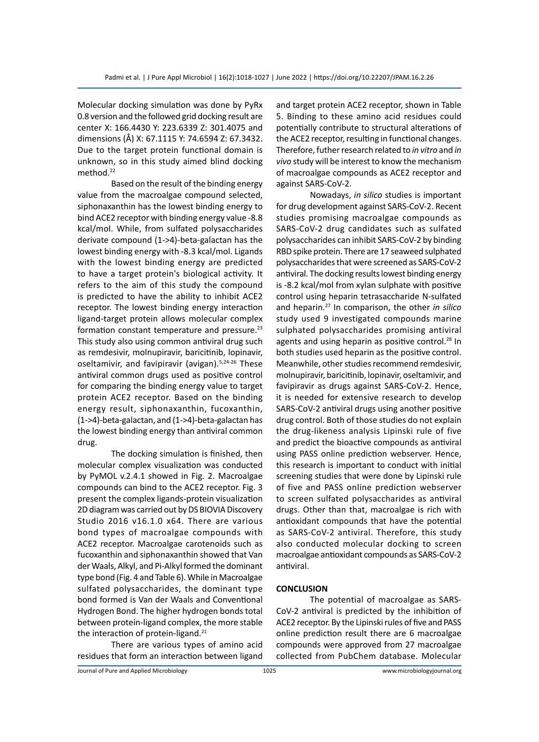Molecular docking simulation was done by PyRx 0.8 version and the followed grid docking result are center X: 166.4430 Y: 223.6339 Z: 301.4075 and dimensions (Å) X: 67.1115 Y: 74.6594 Z: 67.3432. Due to the target protein functional domain is unknown, so in this study aimed blind docking method.[22]

Based on the result of the binding energy value from the macroalgae compound selected, siphonaxanthin has the lowest binding energy to bind ACE2 receptor with binding energy value -8.8 kcal/mol. While, from sulfated polysaccharides derivate compound (1->4)-beta-galactan has the lowest binding energy with -8.3 kcal/mol. Ligands with the lowest binding energy are predicted to have a target protein's biological activity. It refers to the aim of this study the compound is predicted to have the ability to inhibit ACE2 receptor. The lowest binding energy interaction ligand-target protein allows molecular complex formation constant temperature and pressure.[23] This study also using common antiviral drug such as remdesivir, molnupiravir, baricitinib, lopinavir, oseltamivir, and favipiravir (avigan).[5,24-26] These antiviral common drugs used as positive control for comparing the binding energy value to target protein ACE2 receptor. Based on the binding energy result, siphonaxanthin, fucoxanthin, (1->4)-beta-galactan, and (1->4)-beta-galactan has the lowest binding energy than antiviral common drug.

The docking simulation is finished, then molecular complex visualization was conducted by PyMOL v.2.4.1 showed in Fig. 2. Macroalgae compounds can bind to the ACE2 receptor. Fig. 3 present the complex ligands-protein visualization 2D diagram was carried out by DS BIOVIA Discovery Studio 2016 v16.1.0 x64. There are various bond types of macroalgae compounds with ACE2 receptor. Macroalgae carotenoids such as fucoxanthin and siphonaxanthin showed that Van der Waals, Alkyl, and Pi-Alkyl formed the dominant type bond (Fig. 4 and Table 6). While in Macroalgae sulfated polysaccharides, the dominant type bond formed is Van der Waals and Conventional Hydrogen Bond. The higher hydrogen bonds total between protein-ligand complex, the more stable the interaction of protein-ligand.[21]

There are various types of amino acid residues that form an interaction between ligand and target protein ACE2 receptor, shown in Table 5. Binding to these amino acid residues could potentially contribute to structural alterations of the ACE2 receptor, resulting in functional changes. Therefore, futher research related to *in vitro* and *in vivo* study will be interest to know the mechanism of macroalgae compounds as ACE2 receptor and against SARS-CoV-2.

Nowadays, *in silico* studies is important for drug development against SARS-CoV-2. Recent studies promising macroalgae compounds as SARS-CoV-2 drug candidates such as sulfated polysaccharides can inhibit SARS-CoV-2 by binding RBD spike protein. There are 17 seaweed sulphated polysaccharides that were screened as SARS-CoV-2 antiviral. The docking results lowest binding energy is -8.2 kcal/mol from xylan sulphate with positive control using heparin tetrasaccharide N-sulfated and heparin.[27] In comparison, the other *in silico* study used 9 investigated compounds marine sulphated polysaccharides promising antiviral agents and using heparin as positive control.[28] In both studies used heparin as the positive control. Meanwhile, other studies recommend remdesivir, molnupiravir, baricitinib, lopinavir, oseltamivir, and favipiravir as drugs against SARS-CoV-2. Hence, it is needed for extensive research to develop SARS-CoV-2 antiviral drugs using another positive drug control. Both of those studies do not explain the drug-likeness analysis Lipinski rule of five and predict the bioactive compounds as antiviral using PASS online prediction webserver. Hence, this research is important to conduct with initial screening studies that were done by Lipinski rule of five and PASS online prediction webserver to screen sulfated polysaccharides as antiviral drugs. Other than that, macroalgae is rich with antioxidant compounds that have the potential as SARS-CoV-2 antiviral. Therefore, this study also conducted molecular docking to screen macroalgae antioxidant compounds as SARS-CoV-2 antiviral.

## CONCLUSION

The potential of macroalgae as SARS-CoV-2 antiviral is predicted by the inhibition of ACE2 receptor. By the Lipinski rules of five and PASS online prediction result there are 6 macroalgae compounds were approved from 27 macroalgae collected from PubChem database. Molecular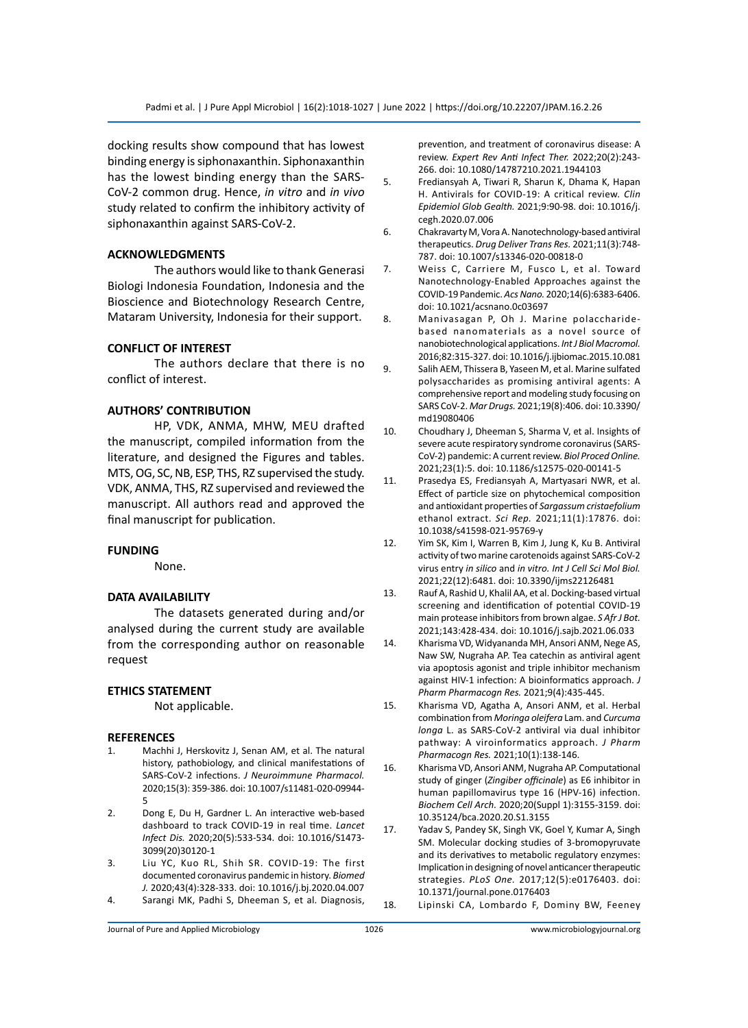docking results show compound that has lowest binding energy is siphonaxanthin. Siphonaxanthin has the lowest binding energy than the SARS-CoV-2 common drug. Hence, *in vitro* and *in vivo* study related to confirm the inhibitory activity of siphonaxanthin against SARS-CoV-2.

## ACKNOWLEDGMENTS

The authors would like to thank Generasi Biologi Indonesia Foundation, Indonesia and the Bioscience and Biotechnology Research Centre, Mataram University, Indonesia for their support.

## CONFLICT OF INTEREST

The authors declare that there is no conflict of interest.

## AUTHORS' CONTRIBUTION

HP, VDK, ANMA, MHW, MEU drafted the manuscript, compiled information from the literature, and designed the Figures and tables. MTS, OG, SC, NB, ESP, THS, RZ supervised the study. VDK, ANMA, THS, RZ supervised and reviewed the manuscript. All authors read and approved the final manuscript for publication.

## FUNDING

None.

## DATA AVAILABILITY

The datasets generated during and/or analysed during the current study are available from the corresponding author on reasonable request

## ETHICS STATEMENT

Not applicable.

## REFERENCES

1. Machhi J, Herskovitz J, Senan AM, et al. The natural history, pathobiology, and clinical manifestations of SARS-CoV-2 infections. *J Neuroimmune Pharmacol.* 2020;15(3): 359-386. doi: 10.1007/s11481-020-09944-5
2. Dong E, Du H, Gardner L. An interactive web-based dashboard to track COVID-19 in real time. *Lancet Infect Dis.* 2020;20(5):533-534. doi: 10.1016/S1473-3099(20)30120-1
3. Liu YC, Kuo RL, Shih SR. COVID-19: The first documented coronavirus pandemic in history. *Biomed J.* 2020;43(4):328-333. doi: 10.1016/j.bj.2020.04.007
4. Sarangi MK, Padhi S, Dheeman S, et al. Diagnosis, prevention, and treatment of coronavirus disease: A review. *Expert Rev Anti Infect Ther.* 2022;20(2):243-266. doi: 10.1080/14787210.2021.1944103
5. Frediansyah A, Tiwari R, Sharun K, Dhama K, Hapan H. Antivirals for COVID-19: A critical review. *Clin Epidemiol Glob Gealth.* 2021;9:90-98. doi: 10.1016/j.cegh.2020.07.006
6. Chakravarty M, Vora A. Nanotechnology-based antiviral therapeutics. *Drug Deliver Trans Res.* 2021;11(3):748-787. doi: 10.1007/s13346-020-00818-0
7. Weiss C, Carriere M, Fusco L, et al. Toward Nanotechnology-Enabled Approaches against the COVID-19 Pandemic. *Acs Nano.* 2020;14(6):6383-6406. doi: 10.1021/acsnano.0c03697
8. Manivasagan P, Oh J. Marine polaccharide-based nanomaterials as a novel source of nanobiotechnological applications. *Int J Biol Macromol.* 2016;82:315-327. doi: 10.1016/j.ijbiomac.2015.10.081
9. Salih AEM, Thissera B, Yaseen M, et al. Marine sulfated polysaccharides as promising antiviral agents: A comprehensive report and modeling study focusing on SARS CoV-2. *Mar Drugs.* 2021;19(8):406. doi: 10.3390/md19080406
10. Choudhary J, Dheeman S, Sharma V, et al. Insights of severe acute respiratory syndrome coronavirus (SARS-CoV-2) pandemic: A current review. *Biol Proced Online.* 2021;23(1):5. doi: 10.1186/s12575-020-00141-5
11. Prasedya ES, Frediansyah A, Martyasari NWR, et al. Effect of particle size on phytochemical composition and antioxidant properties of *Sargassum cristaefolium* ethanol extract. *Sci Rep.* 2021;11(1):17876. doi: 10.1038/s41598-021-95769-y
12. Yim SK, Kim I, Warren B, Kim J, Jung K, Ku B. Antiviral activity of two marine carotenoids against SARS-CoV-2 virus entry *in silico* and *in vitro*. *Int J Cell Sci Mol Biol.* 2021;22(12):6481. doi: 10.3390/ijms22126481
13. Rauf A, Rashid U, Khalil AA, et al. Docking-based virtual screening and identification of potential COVID-19 main protease inhibitors from brown algae. *S Afr J Bot.* 2021;143:428-434. doi: 10.1016/j.sajb.2021.06.033
14. Kharisma VD, Widyananda MH, Ansori ANM, Nege AS, Naw SW, Nugraha AP. Tea catechin as antiviral agent via apoptosis agonist and triple inhibitor mechanism against HIV-1 infection: A bioinformatics approach. *J Pharm Pharmacogn Res.* 2021;9(4):435-445.
15. Kharisma VD, Agatha A, Ansori ANM, et al. Herbal combination from *Moringa oleifera* Lam. and *Curcuma longa* L. as SARS-CoV-2 antiviral via dual inhibitor pathway: A viroinformatics approach. *J Pharm Pharmacogn Res.* 2021;10(1):138-146.
16. Kharisma VD, Ansori ANM, Nugraha AP. Computational study of ginger (*Zingiber officinale*) as E6 inhibitor in human papillomavirus type 16 (HPV-16) infection. *Biochem Cell Arch.* 2020;20(Suppl 1):3155-3159. doi: 10.35124/bca.2020.20.S1.3155
17. Yadav S, Pandey SK, Singh VK, Goel Y, Kumar A, Singh SM. Molecular docking studies of 3-bromopyruvate and its derivatives to metabolic regulatory enzymes: Implication in designing of novel anticancer therapeutic strategies. *PLoS One.* 2017;12(5):e0176403. doi: 10.1371/journal.pone.0176403
18. Lipinski CA, Lombardo F, Dominy BW, Feeney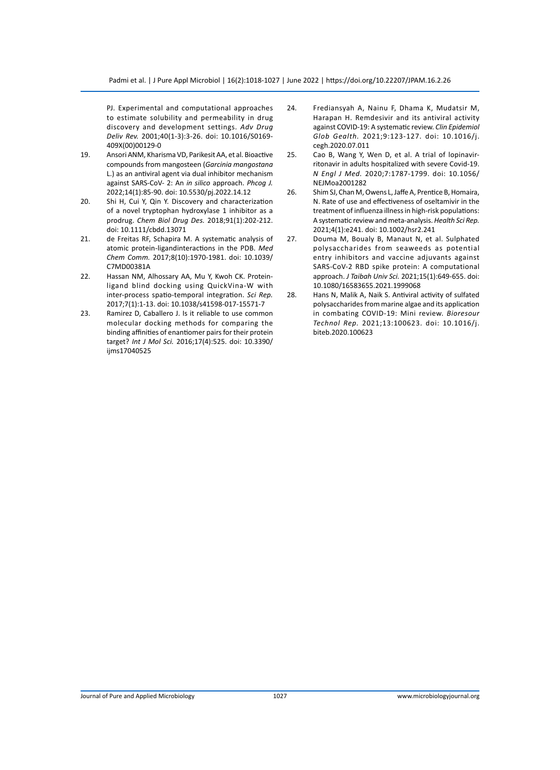PJ. Experimental and computational approaches to estimate solubility and permeability in drug discovery and development settings. *Adv Drug Deliv Rev.* 2001;40(1-3):3-26. doi: 10.1016/S0169-409X(00)00129-0

19. Ansori ANM, Kharisma VD, Parikesit AA, et al. Bioactive compounds from mangosteen (*Garcinia mangostana* L.) as an antiviral agent via dual inhibitor mechanism against SARS-CoV- 2: An *in silico* approach. *Phcog J.* 2022;14(1):85-90. doi: 10.5530/pj.2022.14.12
20. Shi H, Cui Y, Qin Y. Discovery and characterization of a novel tryptophan hydroxylase 1 inhibitor as a prodrug. *Chem Biol Drug Des.* 2018;91(1):202-212. doi: 10.1111/cbdd.13071
21. de Freitas RF, Schapira M. A systematic analysis of atomic protein-ligandinteractions in the PDB. *Med Chem Comm.* 2017;8(10):1970-1981. doi: 10.1039/C7MD00381A
22. Hassan NM, Alhossary AA, Mu Y, Kwoh CK. Protein-ligand blind docking using QuickVina-W with inter-process spatio-temporal integration. *Sci Rep.* 2017;7(1):1-13. doi: 10.1038/s41598-017-15571-7
23. Ramirez D, Caballero J. Is it reliable to use common molecular docking methods for comparing the binding affinities of enantiomer pairs for their protein target? *Int J Mol Sci.* 2016;17(4):525. doi: 10.3390/ijms17040525
24. Frediansyah A, Nainu F, Dhama K, Mudatsir M, Harapan H. Remdesivir and its antiviral activity against COVID-19: A systematic review. *Clin Epidemiol Glob Gealth.* 2021;9:123-127. doi: 10.1016/j.cegh.2020.07.011
25. Cao B, Wang Y, Wen D, et al. A trial of lopinavir-ritonavir in adults hospitalized with severe Covid-19. *N Engl J Med.* 2020;7:1787-1799. doi: 10.1056/NEJMoa2001282
26. Shim SJ, Chan M, Owens L, Jaffe A, Prentice B, Homaira, N. Rate of use and effectiveness of oseltamivir in the treatment of influenza illness in high-risk populations: A systematic review and meta-analysis. *Health Sci Rep.* 2021;4(1):e241. doi: 10.1002/hsr2.241
27. Douma M, Boualy B, Manaut N, et al. Sulphated polysaccharides from seaweeds as potential entry inhibitors and vaccine adjuvants against SARS-CoV-2 RBD spike protein: A computational approach. *J Taibah Univ Sci.* 2021;15(1):649-655. doi: 10.1080/16583655.2021.1999068
28. Hans N, Malik A, Naik S. Antiviral activity of sulfated polysaccharides from marine algae and its application in combating COVID-19: Mini review. *Bioresour Technol Rep.* 2021;13:100623. doi: 10.1016/j.biteb.2020.100623